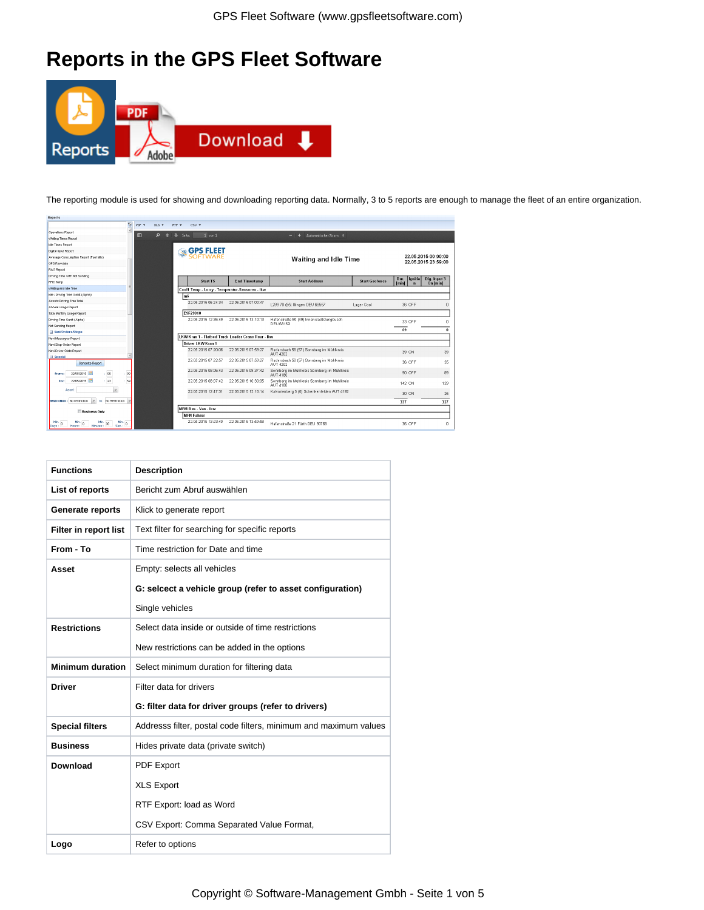# Reports in the GPS Fleet Software

The reporting module is used for showing and downloading reporting data. Normally, 3 to 5 reports are enough to manage the fleet of an entire organization.

| Functions | Description |
|---|---|
| **List of reports** | Bericht zum Abruf auswählen |
| **Generate reports** | Klick to generate report |
| **Filter in report list** | Text filter for searching for specific reports |
| **From - To** | Time restriction for Date and time |
| **Asset** | Empty: selects all vehicles<br><br>**G: selcect a vehicle group (refer to asset configuration)**<br><br>Single vehicles |
| **Restrictions** | Select data inside or outside of time restrictions<br><br>New restrictions can be added in the options |
| **Minimum duration** | Select minimum duration for filtering data |
| **Driver** | Filter data for drivers<br><br>**G: filter data for driver groups (refer to drivers)** |
| **Special filters** | Addresss filter, postal code filters, minimum and maximum values |
| **Business** | Hides private data (private switch) |
| **Download** | PDF Export<br><br>XLS Export<br><br>RTF Export: load as Word<br><br>CSV Export: Comma Separated Value Format, |
| **Logo** | Refer to options |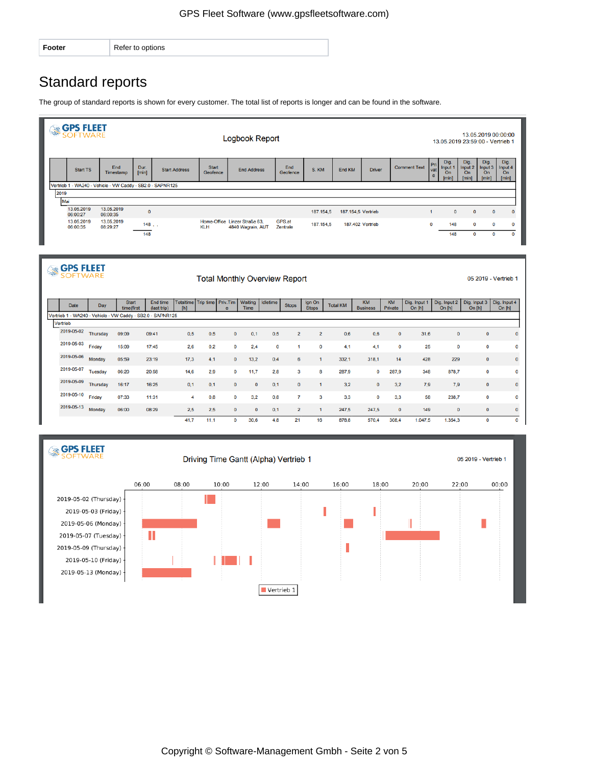| Footer | Refer to options |
|---|---|

# Standard reports

The group of standard reports is shown for every customer. The total list of reports is longer and can be found in the software.

GPS FLEET SOFTWARE

**Logbook Report**

13.05.2019 00:00:00
13.05.2019 23:59:00 - Vertrieb 1

| | Start TS | End Timestamp | Dur. [min] | Start Address | Start Geofence | End Address | End Geofence | S. KM | End KM | Driver | Comment Text | Private | Dig. Input 1 On [min] | Dig. Input 2 On [min] | Dig. Input 3 On [min] | Dig. Input 4 On [min] |
|---|---|---|---|---|---|---|---|---|---|---|---|---|---|---|---|---|
| Vertrieb 1 - WA240 - Vehicle - VW Caddy - SB2.0 - SAPNR125 | | | | | | | | | | | | | | | | |
| 2019 | | | | | | | | | | | | | | | | |
| Mai | | | | | | | | | | | | | | | | |
| | 13.05.2019 06:00:27 | 13.05.2019 06:00:35 | 0 | | | | | 187.154,5 | 187.154,5 | Vertrieb | | 1 | 0 | 0 | 0 | 0 |
| | 13.05.2019 06:00:35 | 13.05.2019 08:29:27 | 148 | , . | Home-Office KLH | Linzer Straße 63, 4840 Wagrain, AUT | GPS.at Zentrale | 187.154,5 | 187.402 | Vertrieb | | 0 | 148 | 0 | 0 | 0 |
| | | | 148 | | | | | | | | | | 148 | 0 | 0 | 0 |

GPS FLEET SOFTWARE

**Total Monthly Overview Report**

05 2019 - Vertrieb 1

| Date | Day | Start time(first | End time (last trip) | Totaltime [h] | Trip time | Priv.Time | Waiting Time | Idletime | Stops | Ign On Stops | Total KM | KM Business | KM Private | Dig. Input 1 On [h] | Dig. Input 2 On [h] | Dig. Input 3 On [h] | Dig. Input 4 On [h] |
|---|---|---|---|---|---|---|---|---|---|---|---|---|---|---|---|---|---|
| Vertrieb 1 - WA240 - Vehicle - VW Caddy - SB2.0 - SAPNR125 | | | | | | | | | | | | | | | | | |
| Vertrieb | | | | | | | | | | | | | | | | | |
| 2019-05-02 | Thursday | 09:09 | 09:41 | 0,5 | 0,5 | 0 | 0,1 | 0,5 | 2 | 2 | 0,6 | 0,6 | 0 | 31,6 | 0 | 0 | 0 |
| 2019-05-03 | Friday | 15:09 | 17:45 | 2,6 | 0,2 | 0 | 2,4 | 0 | 1 | 0 | 4,1 | 4,1 | 0 | 25 | 0 | 0 | 0 |
| 2019-05-06 | Monday | 05:59 | 23:19 | 17,3 | 4,1 | 0 | 13,2 | 0,4 | 6 | 1 | 332,1 | 318,1 | 14 | 428 | 229 | 0 | 0 |
| 2019-05-07 | Tuesday | 06:20 | 20:56 | 14,6 | 2,9 | 0 | 11,7 | 2,8 | 3 | 8 | 287,9 | 0 | 287,9 | 348 | 878,7 | 0 | 0 |
| 2019-05-09 | Thursday | 16:17 | 16:25 | 0,1 | 0,1 | 0 | 0 | 0,1 | 0 | 1 | 3,2 | 0 | 3,2 | 7,9 | 7,9 | 0 | 0 |
| 2019-05-10 | Friday | 07:33 | 11:31 | 4 | 0,8 | 0 | 3,2 | 0,8 | 7 | 3 | 3,3 | 0 | 3,3 | 58 | 238,7 | 0 | 0 |
| 2019-05-13 | Monday | 06:00 | 08:29 | 2,5 | 2,5 | 0 | 0 | 0,1 | 2 | 1 | 247,5 | 247,5 | 0 | 149 | 0 | 0 | 0 |
| | | | | 41,7 | 11,1 | 0 | 30,6 | 4,8 | 21 | 16 | 878,6 | 570,4 | 308,4 | 1.047,5 | 1.354,3 | 0 | 0 |

GPS FLEET SOFTWARE

**Driving Time Gantt (Alpha) Vertrieb 1**

05 2019 - Vertrieb 1

06:00 08:00 10:00 12:00 14:00 16:00 18:00 20:00 22:00 00:00

2019-05-02 (Thursday)
2019-05-03 (Friday)
2019-05-06 (Monday)
2019-05-07 (Tuesday)
2019-05-09 (Thursday)
2019-05-10 (Friday)
2019-05-13 (Monday)

Vertrieb 1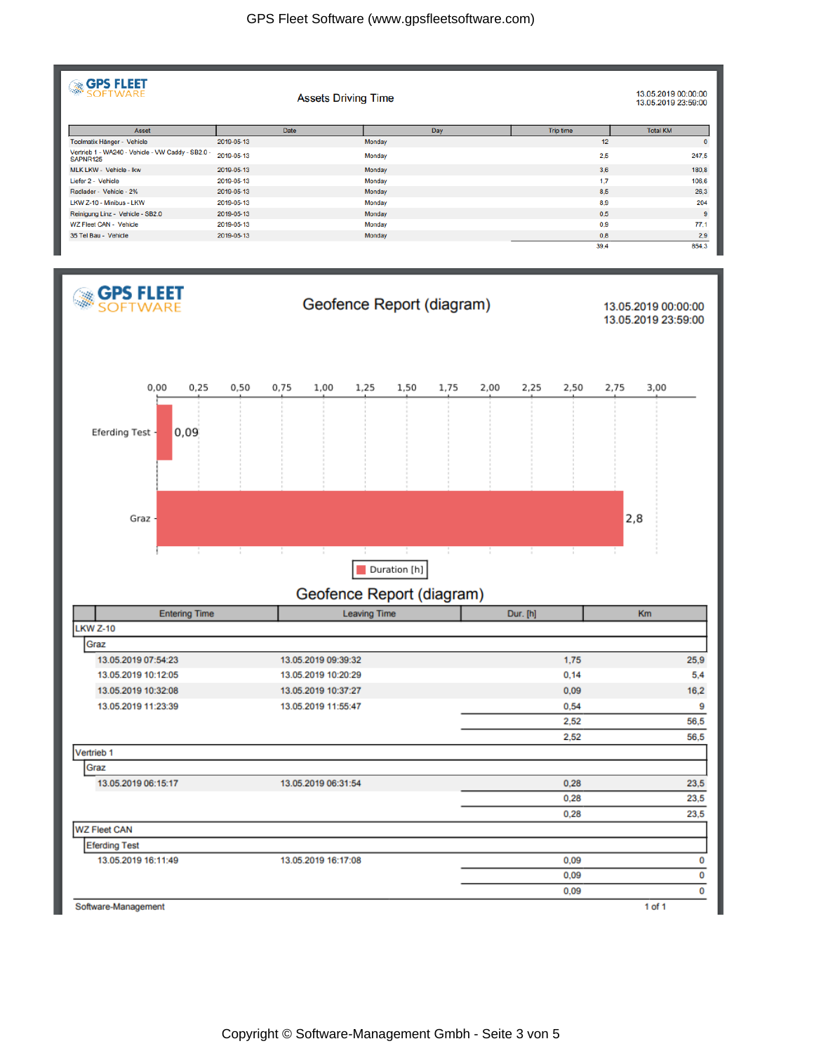## Assets Driving Time

13.05.2019 00:00:00
13.05.2019 23:59:00

| Asset | Date | Day | Trip time | Total KM |
|---|---|---|---|---|
| Toolmatix Hänger - Vehicle | 2019-05-13 | Monday | 12 | 0 |
| Vertrieb 1 - WA240 - Vehicle - VW Caddy - SB2.0 - SAPNR125 | 2019-05-13 | Monday | 2,5 | 247,5 |
| MLK LKW - Vehicle - lkw | 2019-05-13 | Monday | 3,6 | 180,8 |
| Liefer 2 - Vehicle | 2019-05-13 | Monday | 1,7 | 106,6 |
| Radlader - Vehicle - 2% | 2019-05-13 | Monday | 8,5 | 26,3 |
| LKW Z-10 - Minibus - LKW | 2019-05-13 | Monday | 8,9 | 204 |
| Reinigung Linz - Vehicle - SB2.0 | 2019-05-13 | Monday | 0,5 | 9 |
| WZ Fleet CAN - Vehicle | 2019-05-13 | Monday | 0,9 | 77,1 |
| 35 Tel Bau - Vehicle | 2019-05-13 | Monday | 0,8 | 2,9 |
| | | | 39.4 | 854.3 |

## Geofence Report (diagram)

13.05.2019 00:00:00
13.05.2019 23:59:00

Duration [h]: Eferding Test 0,09; Graz 2,8

## Geofence Report (diagram)

| Entering Time | Leaving Time | Dur. [h] | Km |
|---|---|---|---|
| **LKW Z-10** | | | |
| Graz | | | |
| 13.05.2019 07:54:23 | 13.05.2019 09:39:32 | 1,75 | 25,9 |
| 13.05.2019 10:12:05 | 13.05.2019 10:20:29 | 0,14 | 5,4 |
| 13.05.2019 10:32:08 | 13.05.2019 10:37:27 | 0,09 | 16,2 |
| 13.05.2019 11:23:39 | 13.05.2019 11:55:47 | 0,54 | 9 |
| | | 2,52 | 56,5 |
| | | 2,52 | 56,5 |
| **Vertrieb 1** | | | |
| Graz | | | |
| 13.05.2019 06:15:17 | 13.05.2019 06:31:54 | 0,28 | 23,5 |
| | | 0,28 | 23,5 |
| | | 0,28 | 23,5 |
| **WZ Fleet CAN** | | | |
| Eferding Test | | | |
| 13.05.2019 16:11:49 | 13.05.2019 16:17:08 | 0,09 | 0 |
| | | 0,09 | 0 |
| | | 0,09 | 0 |

Software-Management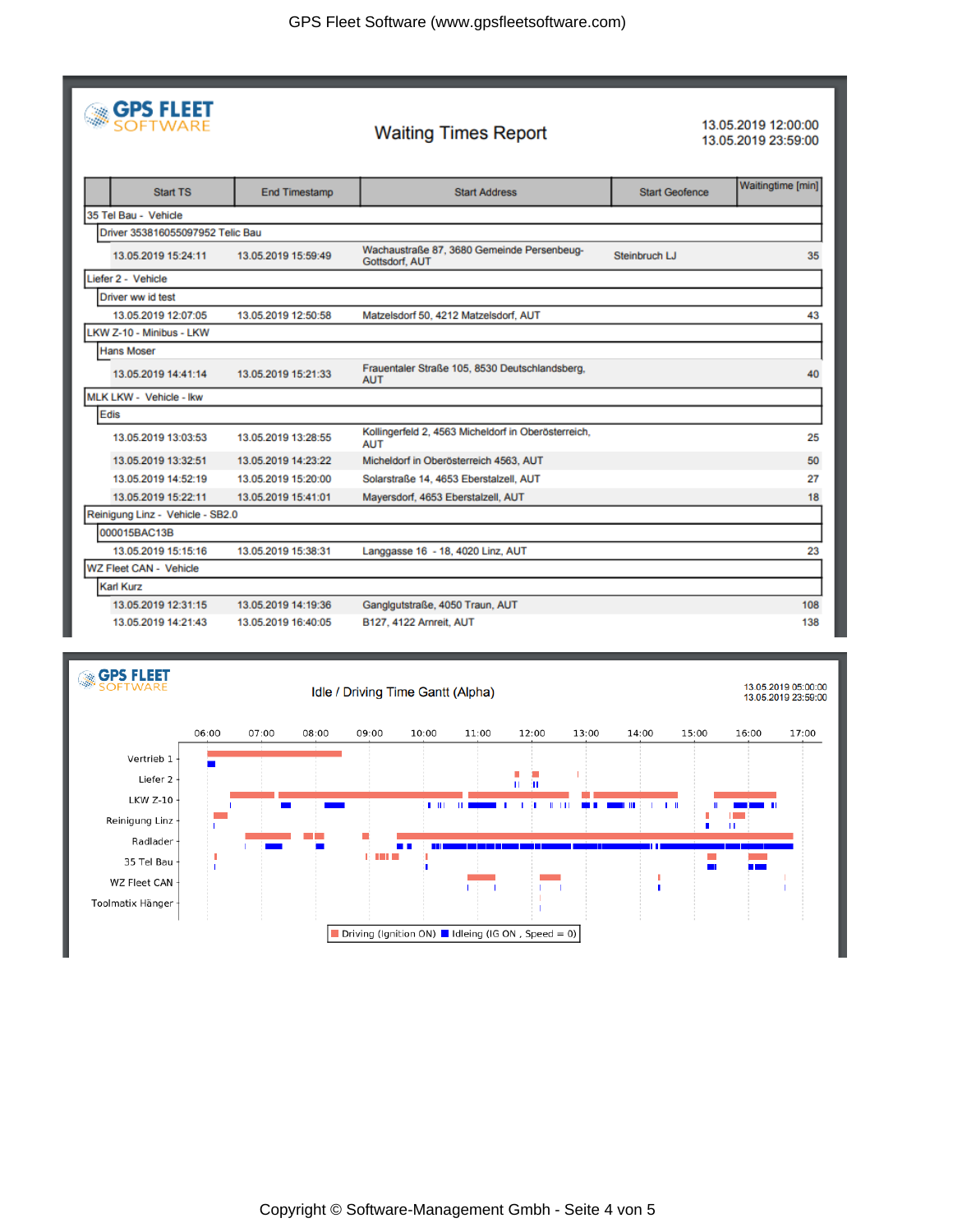GPS Fleet Software (www.gpsfleetsoftware.com)

GPS FLEET SOFTWARE

## Waiting Times Report

13.05.2019 12:00:00
13.05.2019 23:59:00

| | Start TS | End Timestamp | Start Address | Start Geofence | Waitingtime [min] |
|---|---|---|---|---|---|
| 35 Tel Bau - Vehicle | | | | | |
| Driver 353816055097952 Telic Bau | | | | | |
| | 13.05.2019 15:24:11 | 13.05.2019 15:59:49 | Wachaustraße 87, 3680 Gemeinde Persenbeug-Gottsdorf, AUT | Steinbruch LJ | 35 |
| Liefer 2 - Vehicle | | | | | |
| Driver ww id test | | | | | |
| | 13.05.2019 12:07:05 | 13.05.2019 12:50:58 | Matzelsdorf 50, 4212 Matzelsdorf, AUT | | 43 |
| LKW Z-10 - Minibus - LKW | | | | | |
| Hans Moser | | | | | |
| | 13.05.2019 14:41:14 | 13.05.2019 15:21:33 | Frauentaler Straße 105, 8530 Deutschlandsberg, AUT | | 40 |
| MLK LKW - Vehicle - lkw | | | | | |
| Edis | | | | | |
| | 13.05.2019 13:03:53 | 13.05.2019 13:28:55 | Kollingerfeld 2, 4563 Micheldorf in Oberösterreich, AUT | | 25 |
| | 13.05.2019 13:32:51 | 13.05.2019 14:23:22 | Micheldorf in Oberösterreich 4563, AUT | | 50 |
| | 13.05.2019 14:52:19 | 13.05.2019 15:20:00 | Solarstraße 14, 4653 Eberstalzell, AUT | | 27 |
| | 13.05.2019 15:22:11 | 13.05.2019 15:41:01 | Mayersdorf, 4653 Eberstalzell, AUT | | 18 |
| Reinigung Linz - Vehicle - SB2.0 | | | | | |
| 000015BAC13B | | | | | |
| | 13.05.2019 15:15:16 | 13.05.2019 15:38:31 | Langgasse 16 - 18, 4020 Linz, AUT | | 23 |
| WZ Fleet CAN - Vehicle | | | | | |
| Karl Kurz | | | | | |
| | 13.05.2019 12:31:15 | 13.05.2019 14:19:36 | Ganglgutstraße, 4050 Traun, AUT | | 108 |
| | 13.05.2019 14:21:43 | 13.05.2019 16:40:05 | B127, 4122 Arnreit, AUT | | 138 |

GPS FLEET SOFTWARE

## Idle / Driving Time Gantt (Alpha)

13.05.2019 05:00:00
13.05.2019 23:59:00

Time axis: 06:00, 07:00, 08:00, 09:00, 10:00, 11:00, 12:00, 13:00, 14:00, 15:00, 16:00, 17:00

Vehicles: Vertrieb 1, Liefer 2, LKW Z-10, Reinigung Linz, Radlader, 35 Tel Bau, WZ Fleet CAN, Toolmatix Hänger

Legend: Driving (Ignition ON) | Idleing (IG ON , Speed = 0)

Copyright © Software-Management Gmbh - Seite 4 von 5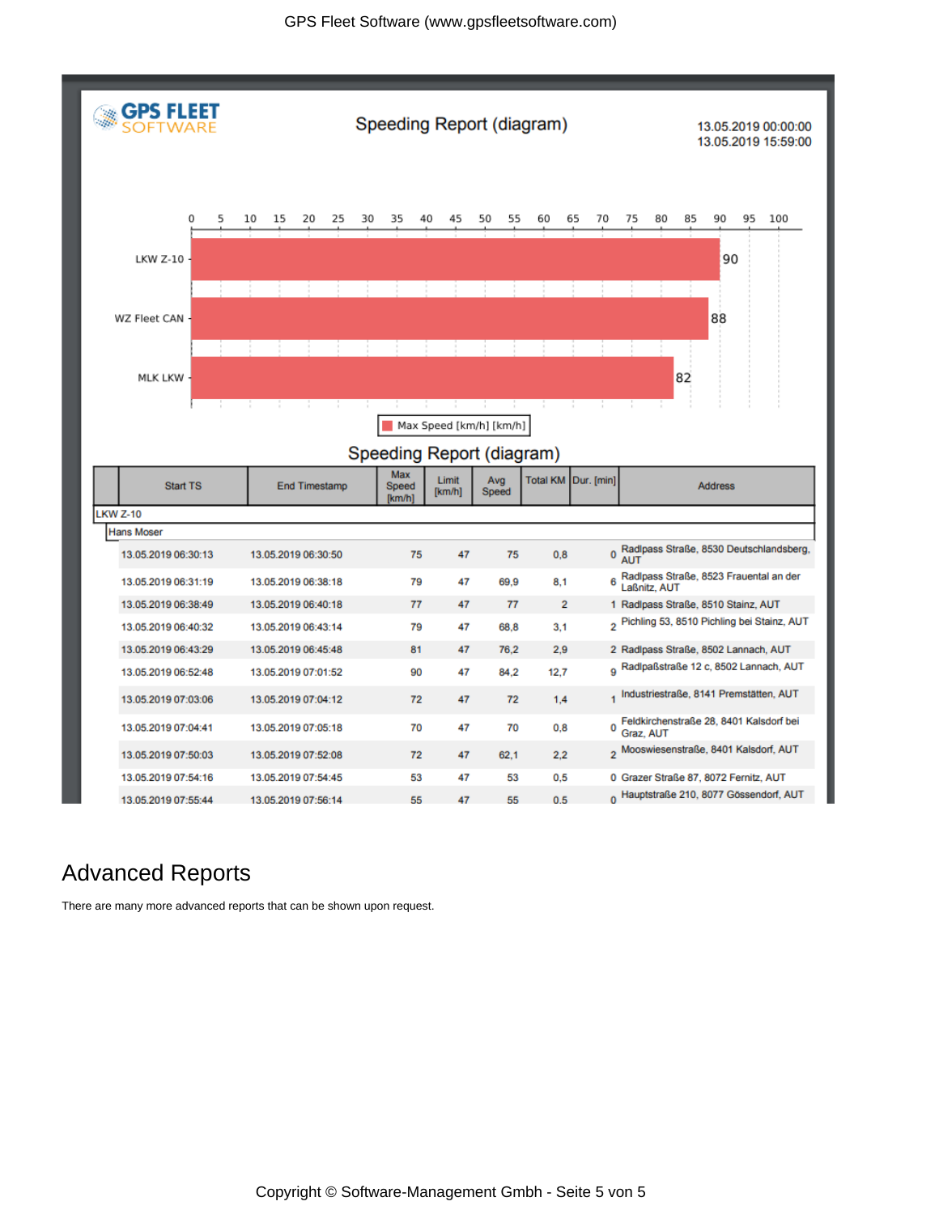GPS FLEET SOFTWARE

Speeding Report (diagram)

13.05.2019 00:00:00
13.05.2019 15:59:00

0 5 10 15 20 25 30 35 40 45 50 55 60 65 70 75 80 85 90 95 100

LKW Z-10
90

WZ Fleet CAN
88

MLK LKW
82

Max Speed [km/h] [km/h]

Speeding Report (diagram)

| Start TS | End Timestamp | Max Speed [km/h] | Limit [km/h] | Avg Speed | Total KM | Dur. [min] | Address |
|---|---|---|---|---|---|---|---|
| LKW Z-10 | | | | | | | |
| Hans Moser | | | | | | | |
| 13.05.2019 06:30:13 | 13.05.2019 06:30:50 | 75 | 47 | 75 | 0,8 | 0 | Radlpass Straße, 8530 Deutschlandsberg, AUT |
| 13.05.2019 06:31:19 | 13.05.2019 06:38:18 | 79 | 47 | 69,9 | 8,1 | 6 | Radlpass Straße, 8523 Frauental an der Laßnitz, AUT |
| 13.05.2019 06:38:49 | 13.05.2019 06:40:18 | 77 | 47 | 77 | 2 | 1 | Radlpass Straße, 8510 Stainz, AUT |
| 13.05.2019 06:40:32 | 13.05.2019 06:43:14 | 79 | 47 | 68,8 | 3,1 | 2 | Pichling 53, 8510 Pichling bei Stainz, AUT |
| 13.05.2019 06:43:29 | 13.05.2019 06:45:48 | 81 | 47 | 76,2 | 2,9 | 2 | Radlpass Straße, 8502 Lannach, AUT |
| 13.05.2019 06:52:48 | 13.05.2019 07:01:52 | 90 | 47 | 84,2 | 12,7 | 9 | Radlpaßstraße 12 c, 8502 Lannach, AUT |
| 13.05.2019 07:03:06 | 13.05.2019 07:04:12 | 72 | 47 | 72 | 1,4 | 1 | Industriestraße, 8141 Premstätten, AUT |
| 13.05.2019 07:04:41 | 13.05.2019 07:05:18 | 70 | 47 | 70 | 0,8 | 0 | Feldkirchenstraße 28, 8401 Kalsdorf bei Graz, AUT |
| 13.05.2019 07:50:03 | 13.05.2019 07:52:08 | 72 | 47 | 62,1 | 2,2 | 2 | Mooswiesenstraße, 8401 Kalsdorf, AUT |
| 13.05.2019 07:54:16 | 13.05.2019 07:54:45 | 53 | 47 | 53 | 0,5 | 0 | Grazer Straße 87, 8072 Fernitz, AUT |
| 13.05.2019 07:55:44 | 13.05.2019 07:56:14 | 55 | 47 | 55 | 0,5 | 0 | Hauptstraße 210, 8077 Gössendorf, AUT |

## Advanced Reports

There are many more advanced reports that can be shown upon request.